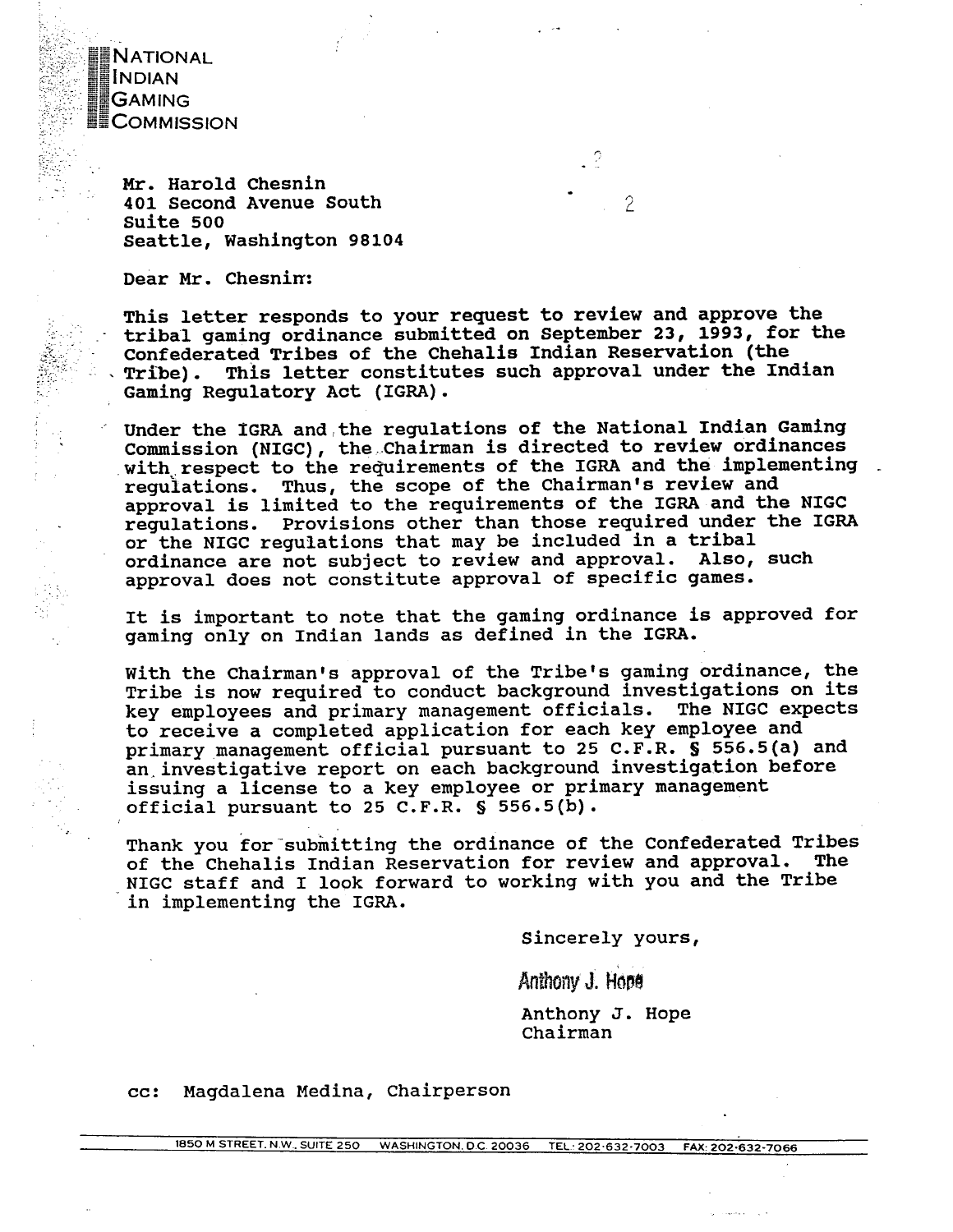NATIONAL
INDIAN
GAMING
COMMISSION

Mr. Harold Chesnin
401 Second Avenue South
Suite 500
Seattle, Washington 98104

Dear Mr. Chesnin:

This letter responds to your request to review and approve the tribal gaming ordinance submitted on September 23, 1993, for the Confederated Tribes of the Chehalis Indian Reservation (the Tribe). This letter constitutes such approval under the Indian Gaming Regulatory Act (IGRA).

Under the IGRA and the regulations of the National Indian Gaming Commission (NIGC), the Chairman is directed to review ordinances with respect to the requirements of the IGRA and the implementing regulations. Thus, the scope of the Chairman's review and approval is limited to the requirements of the IGRA and the NIGC regulations. Provisions other than those required under the IGRA or the NIGC regulations that may be included in a tribal ordinance are not subject to review and approval. Also, such approval does not constitute approval of specific games.

It is important to note that the gaming ordinance is approved for gaming only on Indian lands as defined in the IGRA.

With the Chairman's approval of the Tribe's gaming ordinance, the Tribe is now required to conduct background investigations on its key employees and primary management officials. The NIGC expects to receive a completed application for each key employee and primary management official pursuant to 25 C.F.R. § 556.5(a) and an investigative report on each background investigation before issuing a license to a key employee or primary management official pursuant to 25 C.F.R. § 556.5(b).

Thank you for submitting the ordinance of the Confederated Tribes of the Chehalis Indian Reservation for review and approval. The NIGC staff and I look forward to working with you and the Tribe in implementing the IGRA.

Sincerely yours,

Anthony J. Hope

Anthony J. Hope
Chairman

cc: Magdalena Medina, Chairperson

1850 M STREET, N.W., SUITE 250 WASHINGTON, D.C. 20036 TEL: 202-632-7003 FAX: 202-632-7066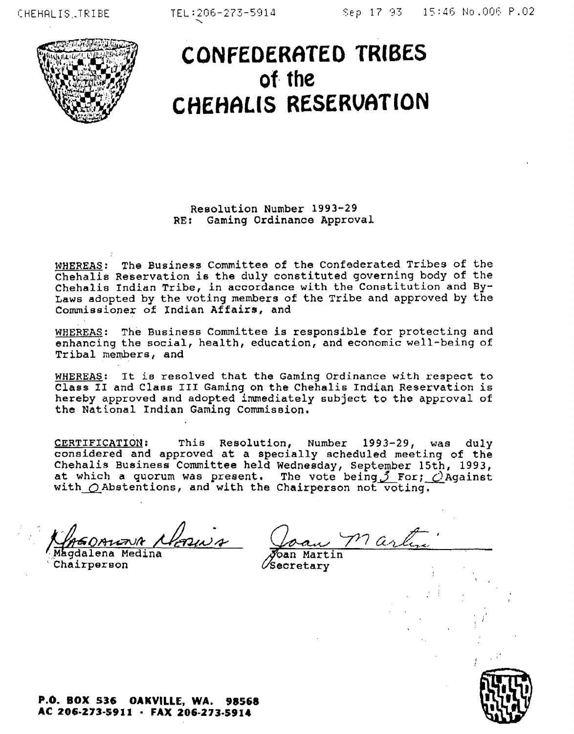# CONFEDERATED TRIBES of the CHEHALIS RESERVATION

Resolution Number 1993-29
RE: Gaming Ordinance Approval

WHEREAS: The Business Committee of the Confederated Tribes of the Chehalis Reservation is the duly constituted governing body of the Chehalis Indian Tribe, in accordance with the Constitution and By-Laws adopted by the voting members of the Tribe and approved by the Commissioner of Indian Affairs, and

WHEREAS: The Business Committee is responsible for protecting and enhancing the social, health, education, and economic well-being of Tribal members, and

WHEREAS: It is resolved that the Gaming Ordinance with respect to Class II and Class III Gaming on the Chehalis Indian Reservation is hereby approved and adopted immediately subject to the approval of the National Indian Gaming Commission.

CERTIFICATION: This Resolution, Number 1993-29, was duly considered and approved at a specially scheduled meeting of the Chehalis Business Committee held Wednesday, September 15th, 1993, at which a quorum was present. The vote being 3 For; 0 Against with 0 Abstentions, and with the Chairperson not voting.

Magdalena Medina
Chairperson

Joan Martin
Secretary

**P.O. BOX 536 OAKVILLE, WA. 98568**
**AC 206-273-5911 · FAX 206-273-5914**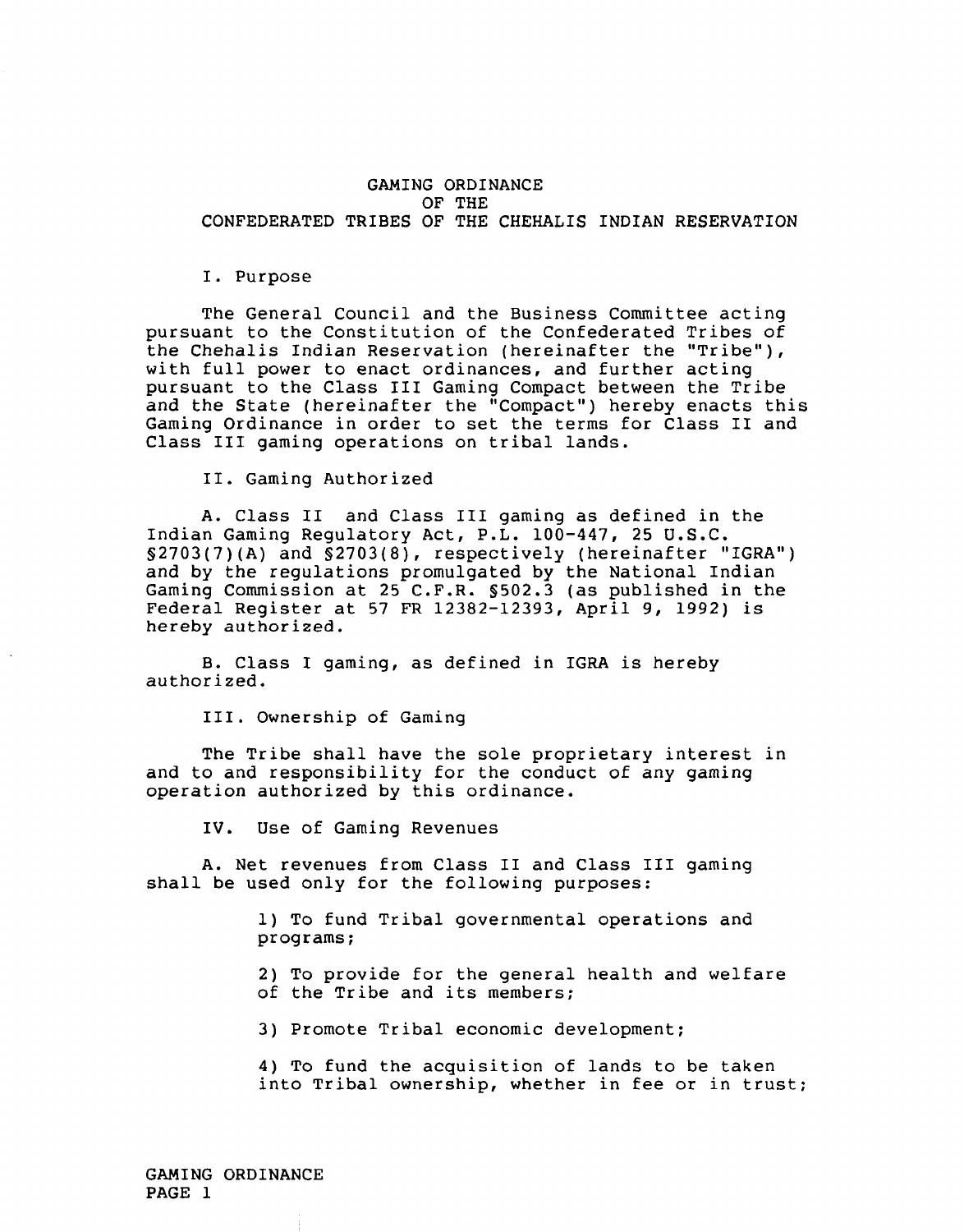# GAMING ORDINANCE OF THE CONFEDERATED TRIBES OF THE CHEHALIS INDIAN RESERVATION

## I. Purpose

The General Council and the Business Committee acting pursuant to the Constitution of the Confederated Tribes of the Chehalis Indian Reservation (hereinafter the "Tribe"), with full power to enact ordinances, and further acting pursuant to the Class III Gaming Compact between the Tribe and the State (hereinafter the "Compact") hereby enacts this Gaming Ordinance in order to set the terms for Class II and Class III gaming operations on tribal lands.

## II. Gaming Authorized

A. Class II and Class III gaming as defined in the Indian Gaming Regulatory Act, P.L. 100-447, 25 U.S.C. §2703(7)(A) and §2703(8), respectively (hereinafter "IGRA") and by the regulations promulgated by the National Indian Gaming Commission at 25 C.F.R. §502.3 (as published in the Federal Register at 57 FR 12382-12393, April 9, 1992) is hereby authorized.

B. Class I gaming, as defined in IGRA is hereby authorized.

## III. Ownership of Gaming

The Tribe shall have the sole proprietary interest in and to and responsibility for the conduct of any gaming operation authorized by this ordinance.

## IV. Use of Gaming Revenues

A. Net revenues from Class II and Class III gaming shall be used only for the following purposes:

1) To fund Tribal governmental operations and programs;

2) To provide for the general health and welfare of the Tribe and its members;

3) Promote Tribal economic development;

4) To fund the acquisition of lands to be taken into Tribal ownership, whether in fee or in trust;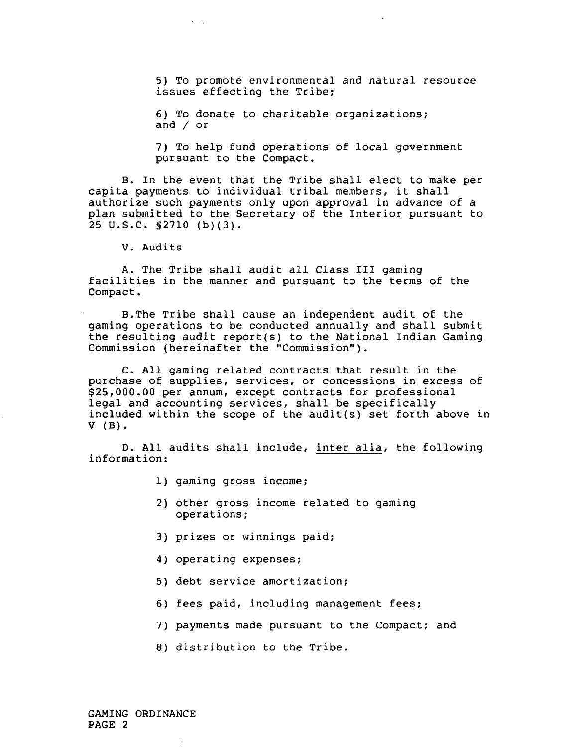5) To promote environmental and natural resource issues effecting the Tribe;

6) To donate to charitable organizations; and / or

7) To help fund operations of local government pursuant to the Compact.

B. In the event that the Tribe shall elect to make per capita payments to individual tribal members, it shall authorize such payments only upon approval in advance of a plan submitted to the Secretary of the Interior pursuant to 25 U.S.C. §2710 (b)(3).

V. Audits

A. The Tribe shall audit all Class III gaming facilities in the manner and pursuant to the terms of the Compact.

B. The Tribe shall cause an independent audit of the gaming operations to be conducted annually and shall submit the resulting audit report(s) to the National Indian Gaming Commission (hereinafter the "Commission").

C. All gaming related contracts that result in the purchase of supplies, services, or concessions in excess of $25,000.00 per annum, except contracts for professional legal and accounting services, shall be specifically included within the scope of the audit(s) set forth above in V (B).

D. All audits shall include, inter alia, the following information:

1) gaming gross income;

2) other gross income related to gaming operations;

3) prizes or winnings paid;

4) operating expenses;

5) debt service amortization;

6) fees paid, including management fees;

7) payments made pursuant to the Compact; and

8) distribution to the Tribe.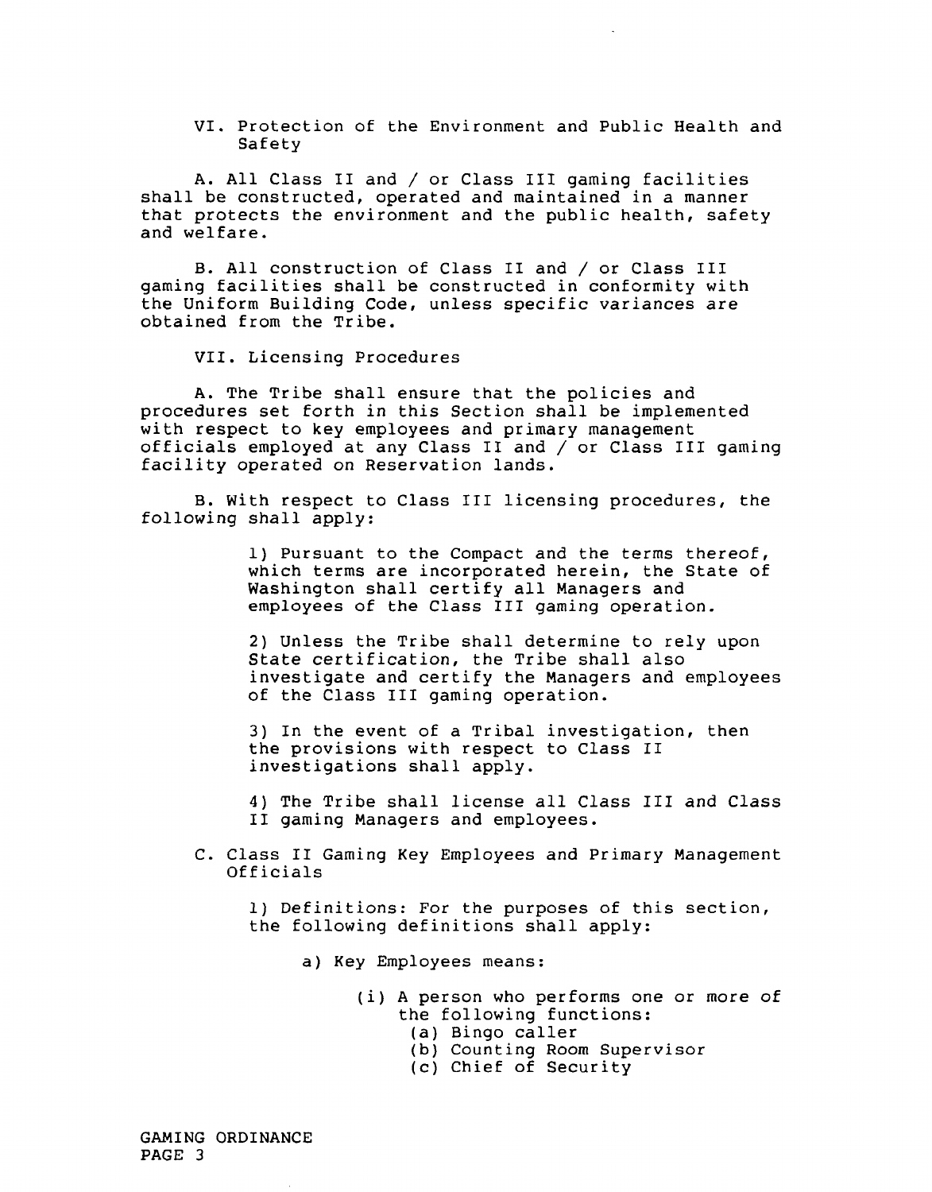## VI. Protection of the Environment and Public Health and Safety

A. All Class II and / or Class III gaming facilities shall be constructed, operated and maintained in a manner that protects the environment and the public health, safety and welfare.

B. All construction of Class II and / or Class III gaming facilities shall be constructed in conformity with the Uniform Building Code, unless specific variances are obtained from the Tribe.

## VII. Licensing Procedures

A. The Tribe shall ensure that the policies and procedures set forth in this Section shall be implemented with respect to key employees and primary management officials employed at any Class II and / or Class III gaming facility operated on Reservation lands.

B. With respect to Class III licensing procedures, the following shall apply:

> 1) Pursuant to the Compact and the terms thereof, which terms are incorporated herein, the State of Washington shall certify all Managers and employees of the Class III gaming operation.
>
> 2) Unless the Tribe shall determine to rely upon State certification, the Tribe shall also investigate and certify the Managers and employees of the Class III gaming operation.
>
> 3) In the event of a Tribal investigation, then the provisions with respect to Class II investigations shall apply.
>
> 4) The Tribe shall license all Class III and Class II gaming Managers and employees.

C. Class II Gaming Key Employees and Primary Management Officials

> 1) Definitions: For the purposes of this section, the following definitions shall apply:
>
> a) Key Employees means:
>
> (i) A person who performs one or more of the following functions:
> (a) Bingo caller
> (b) Counting Room Supervisor
> (c) Chief of Security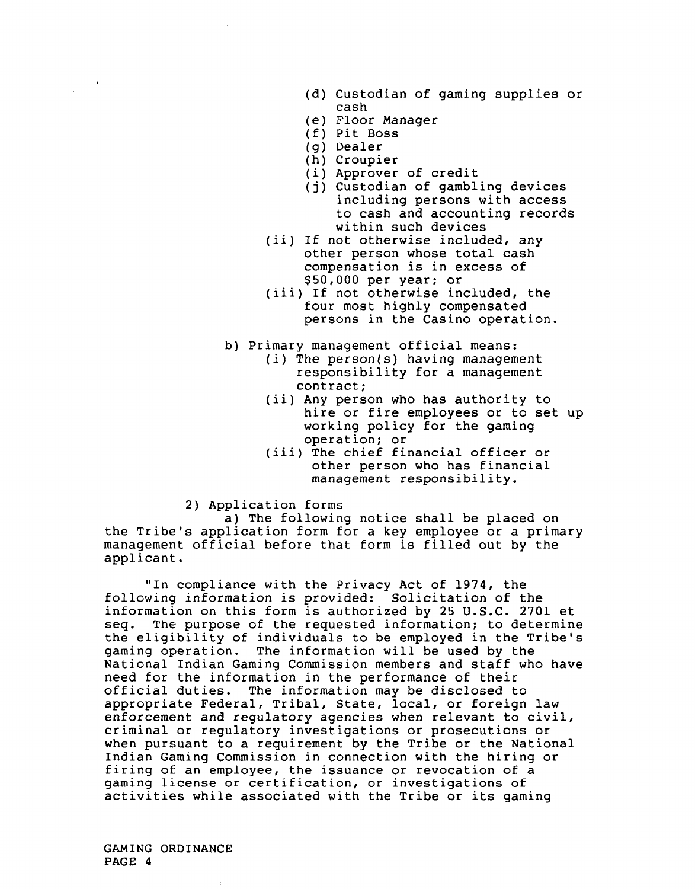(d) Custodian of gaming supplies or cash
(e) Floor Manager
(f) Pit Boss
(g) Dealer
(h) Croupier
(i) Approver of credit
(j) Custodian of gambling devices including persons with access to cash and accounting records within such devices

(ii) If not otherwise included, any other person whose total cash compensation is in excess of $50,000 per year; or

(iii) If not otherwise included, the four most highly compensated persons in the Casino operation.

b) Primary management official means:

(i) The person(s) having management responsibility for a management contract;

(ii) Any person who has authority to hire or fire employees or to set up working policy for the gaming operation; or

(iii) The chief financial officer or other person who has financial management responsibility.

2) Application forms

a) The following notice shall be placed on the Tribe's application form for a key employee or a primary management official before that form is filled out by the applicant.

"In compliance with the Privacy Act of 1974, the following information is provided: Solicitation of the information on this form is authorized by 25 U.S.C. 2701 et seq. The purpose of the requested information; to determine the eligibility of individuals to be employed in the Tribe's gaming operation. The information will be used by the National Indian Gaming Commission members and staff who have need for the information in the performance of their official duties. The information may be disclosed to appropriate Federal, Tribal, State, local, or foreign law enforcement and regulatory agencies when relevant to civil, criminal or regulatory investigations or prosecutions or when pursuant to a requirement by the Tribe or the National Indian Gaming Commission in connection with the hiring or firing of an employee, the issuance or revocation of a gaming license or certification, or investigations of activities while associated with the Tribe or its gaming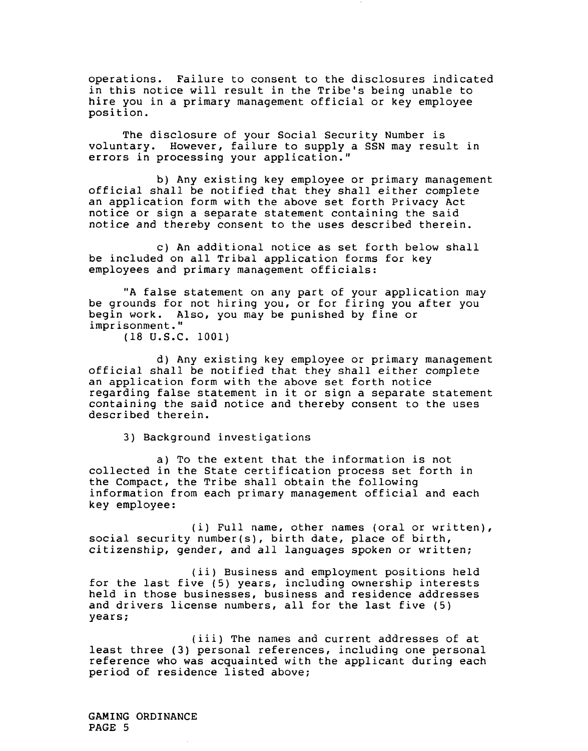operations. Failure to consent to the disclosures indicated in this notice will result in the Tribe's being unable to hire you in a primary management official or key employee position.

The disclosure of your Social Security Number is voluntary. However, failure to supply a SSN may result in errors in processing your application."

b) Any existing key employee or primary management official shall be notified that they shall either complete an application form with the above set forth Privacy Act notice or sign a separate statement containing the said notice and thereby consent to the uses described therein.

c) An additional notice as set forth below shall be included on all Tribal application forms for key employees and primary management officials:

"A false statement on any part of your application may be grounds for not hiring you, or for firing you after you begin work. Also, you may be punished by fine or imprisonment."
(18 U.S.C. 1001)

d) Any existing key employee or primary management official shall be notified that they shall either complete an application form with the above set forth notice regarding false statement in it or sign a separate statement containing the said notice and thereby consent to the uses described therein.

3) Background investigations

a) To the extent that the information is not collected in the State certification process set forth in the Compact, the Tribe shall obtain the following information from each primary management official and each key employee:

(i) Full name, other names (oral or written), social security number(s), birth date, place of birth, citizenship, gender, and all languages spoken or written;

(ii) Business and employment positions held for the last five (5) years, including ownership interests held in those businesses, business and residence addresses and drivers license numbers, all for the last five (5) years;

(iii) The names and current addresses of at least three (3) personal references, including one personal reference who was acquainted with the applicant during each period of residence listed above;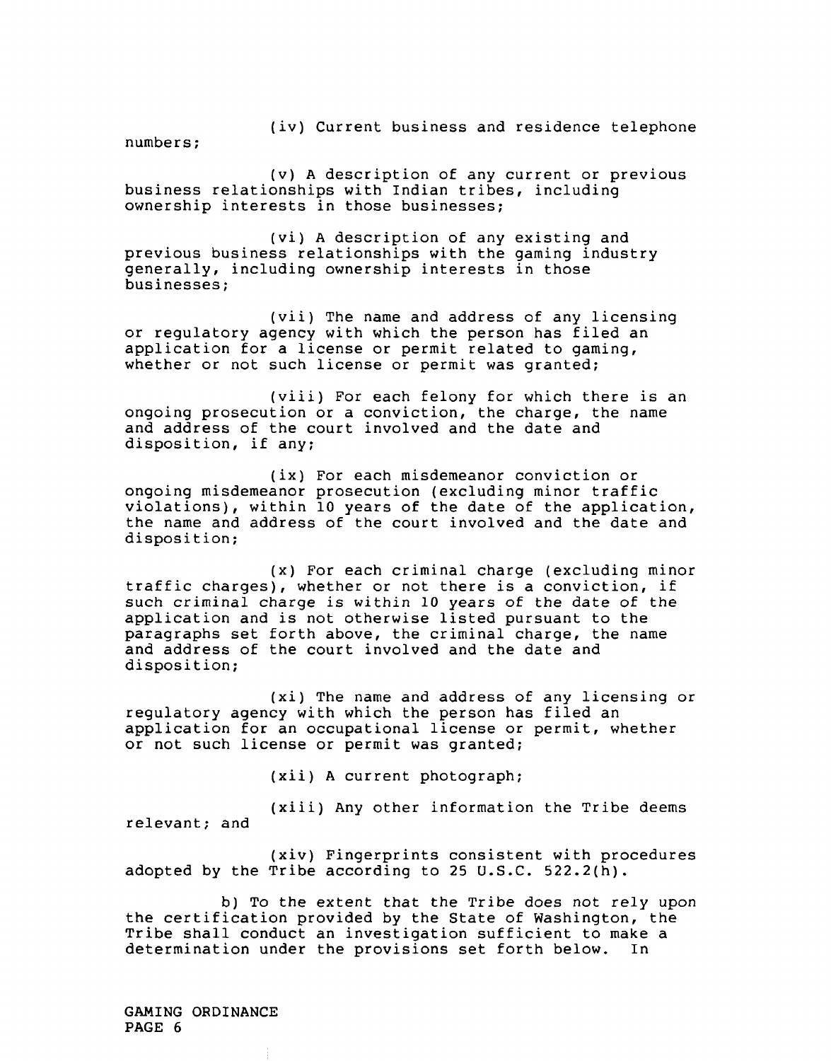(iv) Current business and residence telephone numbers;

(v) A description of any current or previous business relationships with Indian tribes, including ownership interests in those businesses;

(vi) A description of any existing and previous business relationships with the gaming industry generally, including ownership interests in those businesses;

(vii) The name and address of any licensing or regulatory agency with which the person has filed an application for a license or permit related to gaming, whether or not such license or permit was granted;

(viii) For each felony for which there is an ongoing prosecution or a conviction, the charge, the name and address of the court involved and the date and disposition, if any;

(ix) For each misdemeanor conviction or ongoing misdemeanor prosecution (excluding minor traffic violations), within 10 years of the date of the application, the name and address of the court involved and the date and disposition;

(x) For each criminal charge (excluding minor traffic charges), whether or not there is a conviction, if such criminal charge is within 10 years of the date of the application and is not otherwise listed pursuant to the paragraphs set forth above, the criminal charge, the name and address of the court involved and the date and disposition;

(xi) The name and address of any licensing or regulatory agency with which the person has filed an application for an occupational license or permit, whether or not such license or permit was granted;

(xii) A current photograph;

(xiii) Any other information the Tribe deems relevant; and

(xiv) Fingerprints consistent with procedures adopted by the Tribe according to 25 U.S.C. 522.2(h).

b) To the extent that the Tribe does not rely upon the certification provided by the State of Washington, the Tribe shall conduct an investigation sufficient to make a determination under the provisions set forth below. In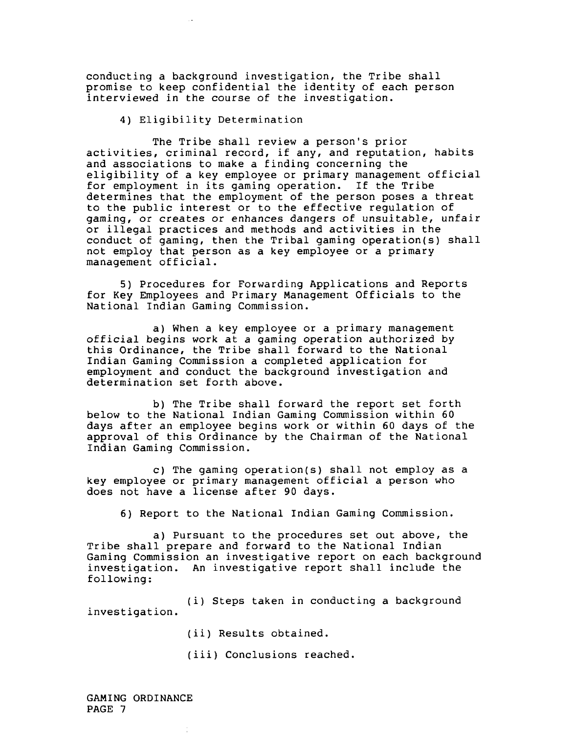conducting a background investigation, the Tribe shall promise to keep confidential the identity of each person interviewed in the course of the investigation.

4) Eligibility Determination

The Tribe shall review a person's prior activities, criminal record, if any, and reputation, habits and associations to make a finding concerning the eligibility of a key employee or primary management official for employment in its gaming operation. If the Tribe determines that the employment of the person poses a threat to the public interest or to the effective regulation of gaming, or creates or enhances dangers of unsuitable, unfair or illegal practices and methods and activities in the conduct of gaming, then the Tribal gaming operation(s) shall not employ that person as a key employee or a primary management official.

5) Procedures for Forwarding Applications and Reports for Key Employees and Primary Management Officials to the National Indian Gaming Commission.

a) When a key employee or a primary management official begins work at a gaming operation authorized by this Ordinance, the Tribe shall forward to the National Indian Gaming Commission a completed application for employment and conduct the background investigation and determination set forth above.

b) The Tribe shall forward the report set forth below to the National Indian Gaming Commission within 60 days after an employee begins work or within 60 days of the approval of this Ordinance by the Chairman of the National Indian Gaming Commission.

c) The gaming operation(s) shall not employ as a key employee or primary management official a person who does not have a license after 90 days.

6) Report to the National Indian Gaming Commission.

a) Pursuant to the procedures set out above, the Tribe shall prepare and forward to the National Indian Gaming Commission an investigative report on each background investigation. An investigative report shall include the following:

(i) Steps taken in conducting a background investigation.

(ii) Results obtained.

(iii) Conclusions reached.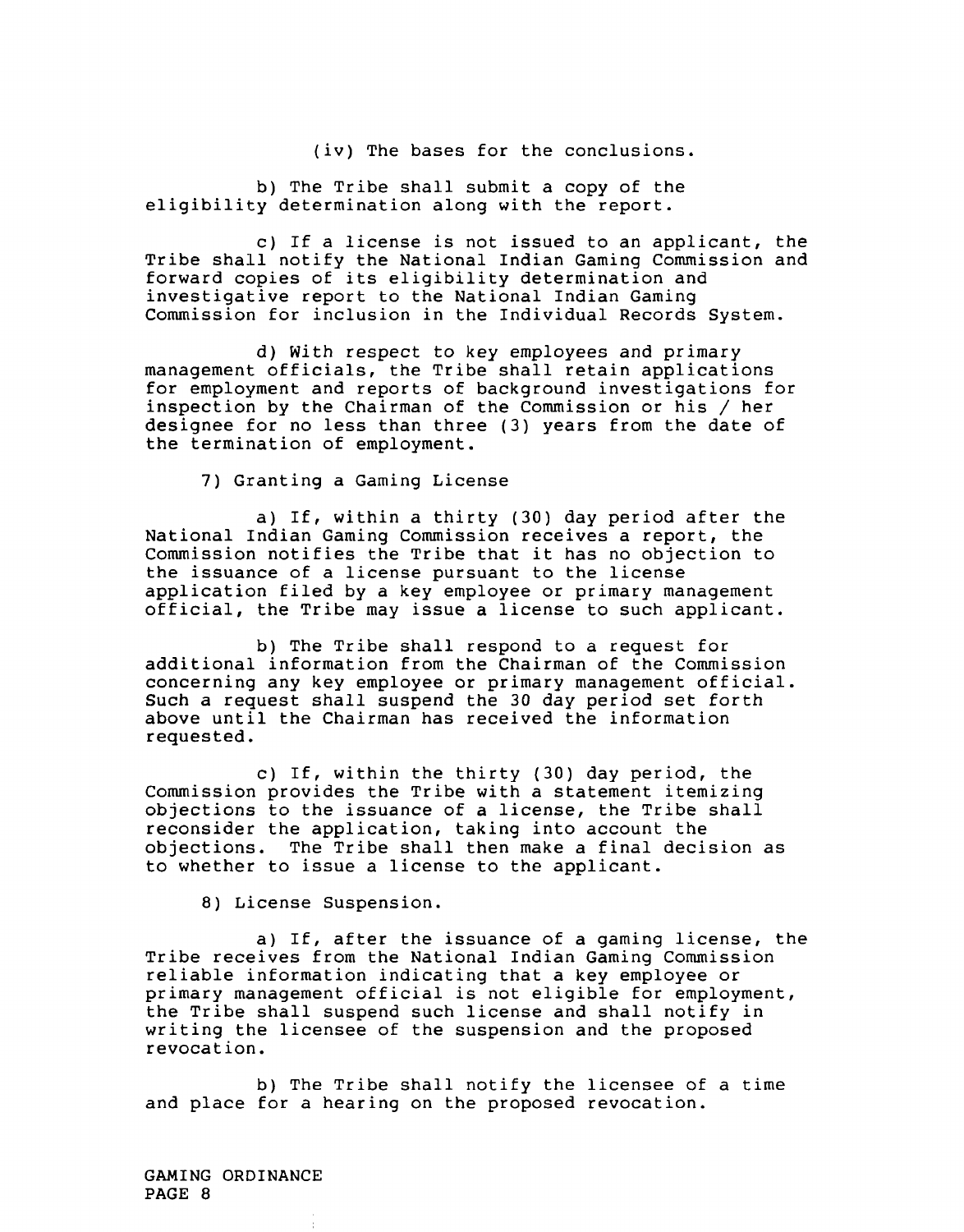(iv) The bases for the conclusions.

b) The Tribe shall submit a copy of the eligibility determination along with the report.

c) If a license is not issued to an applicant, the Tribe shall notify the National Indian Gaming Commission and forward copies of its eligibility determination and investigative report to the National Indian Gaming Commission for inclusion in the Individual Records System.

d) With respect to key employees and primary management officials, the Tribe shall retain applications for employment and reports of background investigations for inspection by the Chairman of the Commission or his / her designee for no less than three (3) years from the date of the termination of employment.

7) Granting a Gaming License

a) If, within a thirty (30) day period after the National Indian Gaming Commission receives a report, the Commission notifies the Tribe that it has no objection to the issuance of a license pursuant to the license application filed by a key employee or primary management official, the Tribe may issue a license to such applicant.

b) The Tribe shall respond to a request for additional information from the Chairman of the Commission concerning any key employee or primary management official. Such a request shall suspend the 30 day period set forth above until the Chairman has received the information requested.

c) If, within the thirty (30) day period, the Commission provides the Tribe with a statement itemizing objections to the issuance of a license, the Tribe shall reconsider the application, taking into account the objections. The Tribe shall then make a final decision as to whether to issue a license to the applicant.

8) License Suspension.

a) If, after the issuance of a gaming license, the Tribe receives from the National Indian Gaming Commission reliable information indicating that a key employee or primary management official is not eligible for employment, the Tribe shall suspend such license and shall notify in writing the licensee of the suspension and the proposed revocation.

b) The Tribe shall notify the licensee of a time and place for a hearing on the proposed revocation.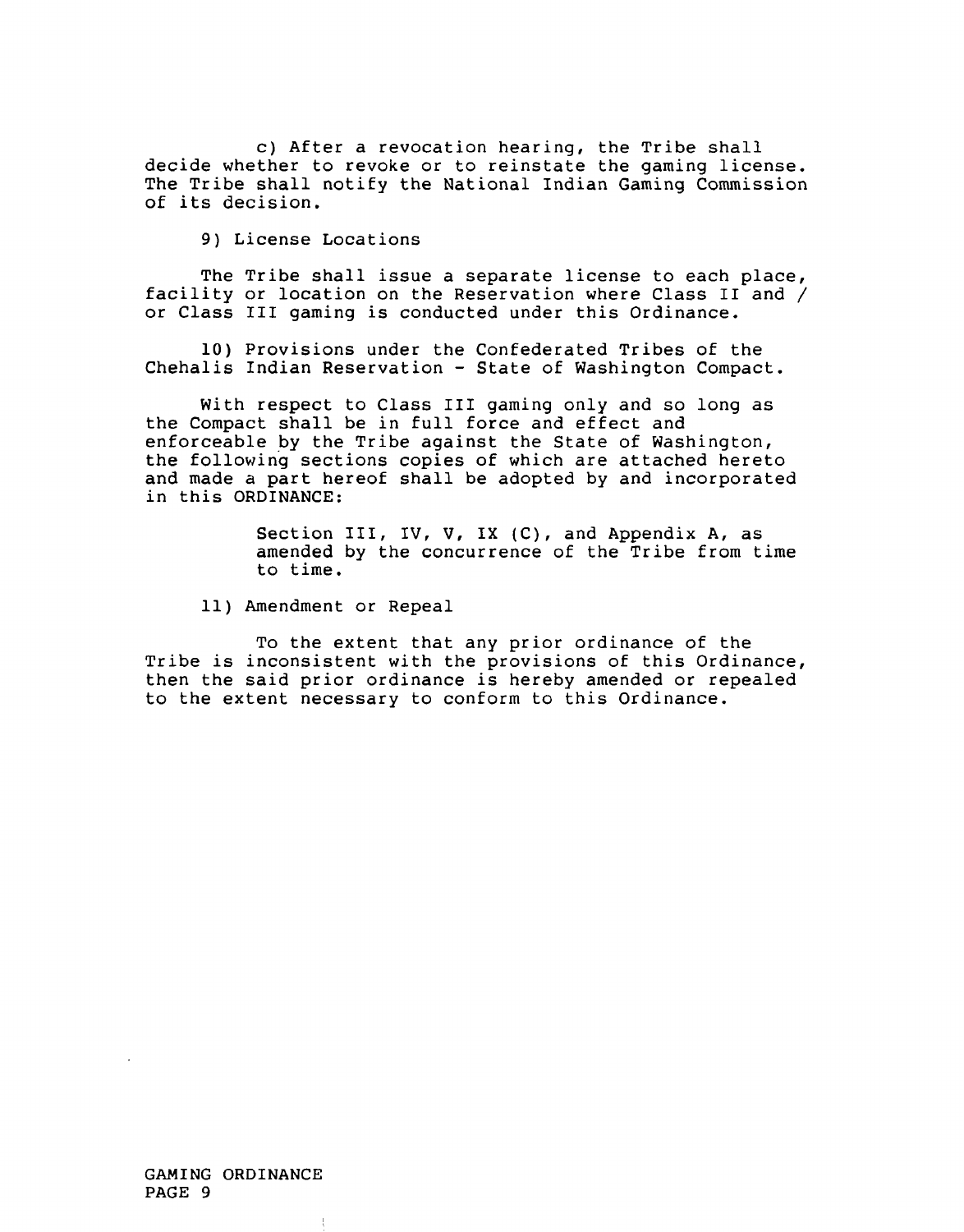c) After a revocation hearing, the Tribe shall decide whether to revoke or to reinstate the gaming license. The Tribe shall notify the National Indian Gaming Commission of its decision.

9) License Locations

The Tribe shall issue a separate license to each place, facility or location on the Reservation where Class II and / or Class III gaming is conducted under this Ordinance.

10) Provisions under the Confederated Tribes of the Chehalis Indian Reservation - State of Washington Compact.

With respect to Class III gaming only and so long as the Compact shall be in full force and effect and enforceable by the Tribe against the State of Washington, the following sections copies of which are attached hereto and made a part hereof shall be adopted by and incorporated in this ORDINANCE:

> Section III, IV, V, IX (C), and Appendix A, as amended by the concurrence of the Tribe from time to time.

11) Amendment or Repeal

To the extent that any prior ordinance of the Tribe is inconsistent with the provisions of this Ordinance, then the said prior ordinance is hereby amended or repealed to the extent necessary to conform to this Ordinance.